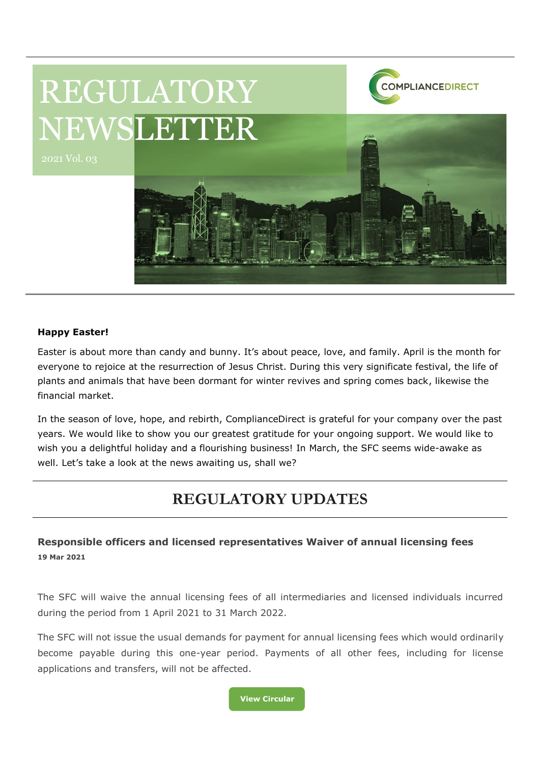# REGULATORY NEWSLETTER

2021 Vol. 03

COMPLIANCEDIRECT

**Happy Easter!**

Easter is about more than candy and bunny. It's about peace, love, and family. April is the month for everyone to rejoice at the resurrection of Jesus Christ. During this very significant festival, the life of plants and animals that have been dormant for winter revives and spring comes back, likewise the financial market.

In the season of love, hope, and rebirth, ComplianceDirect is grateful for your company over the past years. We would like to show you our greatest gratitude for your ongoing support. We would like to wish you a delightful holiday and a flourishing business! In March, the SFC seems wide-awake as well. Let's take a look at the news awaiting us, shall we?

## REGULATORY UPDATES

### Responsible officers and licensed representatives Waiver of annual licensing fees

**19 Mar 2021**

The SFC will waive the annual licensing fees of all intermediaries and licensed individuals incurred during the period from 1 April 2021 to 31 March 2022.

The SFC will not issue the usual demands for payment for annual licensing fees which would ordinarily become payable during this one-year period. Payments of all other fees, including for license applications and transfers, will not be affected.

View Circular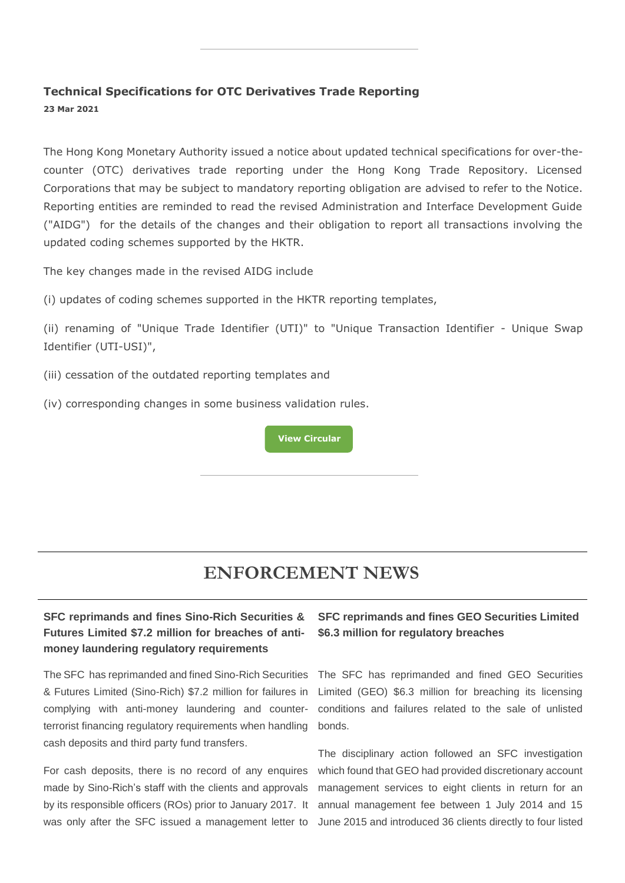### Technical Specifications for OTC Derivatives Trade Reporting

**23 Mar 2021**

The Hong Kong Monetary Authority issued a notice about updated technical specifications for over-the-counter (OTC) derivatives trade reporting under the Hong Kong Trade Repository. Licensed Corporations that may be subject to mandatory reporting obligation are advised to refer to the Notice. Reporting entities are reminded to read the revised Administration and Interface Development Guide ("AIDG") for the details of the changes and their obligation to report all transactions involving the updated coding schemes supported by the HKTR.

The key changes made in the revised AIDG include

(i) updates of coding schemes supported in the HKTR reporting templates,

(ii) renaming of "Unique Trade Identifier (UTI)" to "Unique Transaction Identifier - Unique Swap Identifier (UTI-USI)",

(iii) cessation of the outdated reporting templates and

(iv) corresponding changes in some business validation rules.

**View Circular**

# ENFORCEMENT NEWS

### SFC reprimands and fines Sino-Rich Securities & Futures Limited $7.2 million for breaches of anti-money laundering regulatory requirements

The SFC has reprimanded and fined Sino-Rich Securities & Futures Limited (Sino-Rich) $7.2 million for failures in complying with anti-money laundering and counter-terrorist financing regulatory requirements when handling cash deposits and third party fund transfers.

For cash deposits, there is no record of any enquires made by Sino-Rich's staff with the clients and approvals by its responsible officers (ROs) prior to January 2017. It was only after the SFC issued a management letter to

### SFC reprimands and fines GEO Securities Limited $6.3 million for regulatory breaches

The SFC has reprimanded and fined GEO Securities Limited (GEO) $6.3 million for breaching its licensing conditions and failures related to the sale of unlisted bonds.

The disciplinary action followed an SFC investigation which found that GEO had provided discretionary account management services to eight clients in return for an annual management fee between 1 July 2014 and 15 June 2015 and introduced 36 clients directly to four listed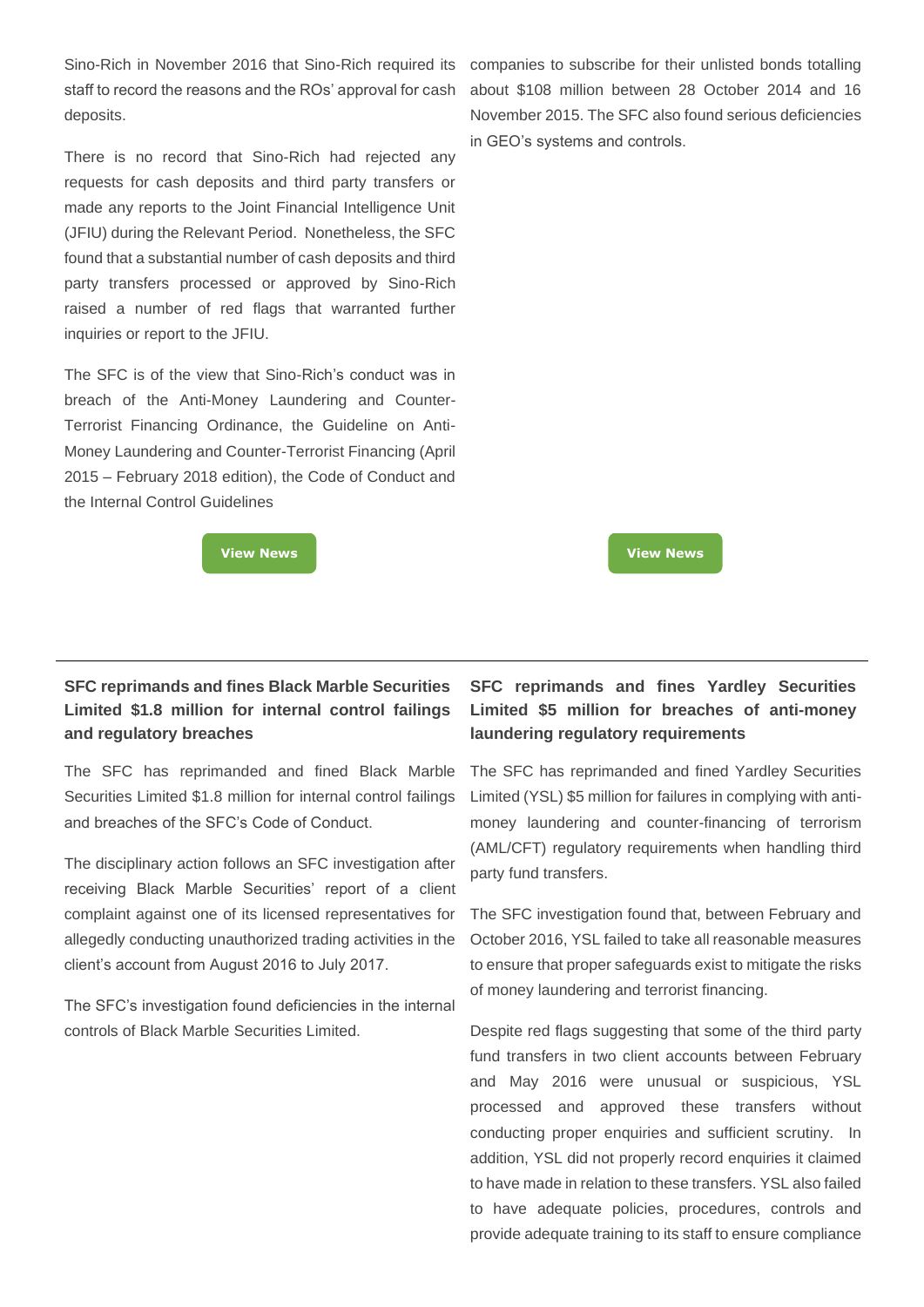Sino-Rich in November 2016 that Sino-Rich required its staff to record the reasons and the ROs' approval for cash deposits.

There is no record that Sino-Rich had rejected any requests for cash deposits and third party transfers or made any reports to the Joint Financial Intelligence Unit (JFIU) during the Relevant Period. Nonetheless, the SFC found that a substantial number of cash deposits and third party transfers processed or approved by Sino-Rich raised a number of red flags that warranted further inquiries or report to the JFIU.

The SFC is of the view that Sino-Rich's conduct was in breach of the Anti-Money Laundering and Counter-Terrorist Financing Ordinance, the Guideline on Anti-Money Laundering and Counter-Terrorist Financing (April 2015 – February 2018 edition), the Code of Conduct and the Internal Control Guidelines

View News

companies to subscribe for their unlisted bonds totalling about $108 million between 28 October 2014 and 16 November 2015. The SFC also found serious deficiencies in GEO's systems and controls.

View News

---

**SFC reprimands and fines Black Marble Securities Limited $1.8 million for internal control failings and regulatory breaches**

The SFC has reprimanded and fined Black Marble Securities Limited $1.8 million for internal control failings and breaches of the SFC's Code of Conduct.

The disciplinary action follows an SFC investigation after receiving Black Marble Securities' report of a client complaint against one of its licensed representatives for allegedly conducting unauthorized trading activities in the client's account from August 2016 to July 2017.

The SFC's investigation found deficiencies in the internal controls of Black Marble Securities Limited.

**SFC reprimands and fines Yardley Securities Limited $5 million for breaches of anti-money laundering regulatory requirements**

The SFC has reprimanded and fined Yardley Securities Limited (YSL) $5 million for failures in complying with anti-money laundering and counter-financing of terrorism (AML/CFT) regulatory requirements when handling third party fund transfers.

The SFC investigation found that, between February and October 2016, YSL failed to take all reasonable measures to ensure that proper safeguards exist to mitigate the risks of money laundering and terrorist financing.

Despite red flags suggesting that some of the third party fund transfers in two client accounts between February and May 2016 were unusual or suspicious, YSL processed and approved these transfers without conducting proper enquiries and sufficient scrutiny. In addition, YSL did not properly record enquiries it claimed to have made in relation to these transfers. YSL also failed to have adequate policies, procedures, controls and provide adequate training to its staff to ensure compliance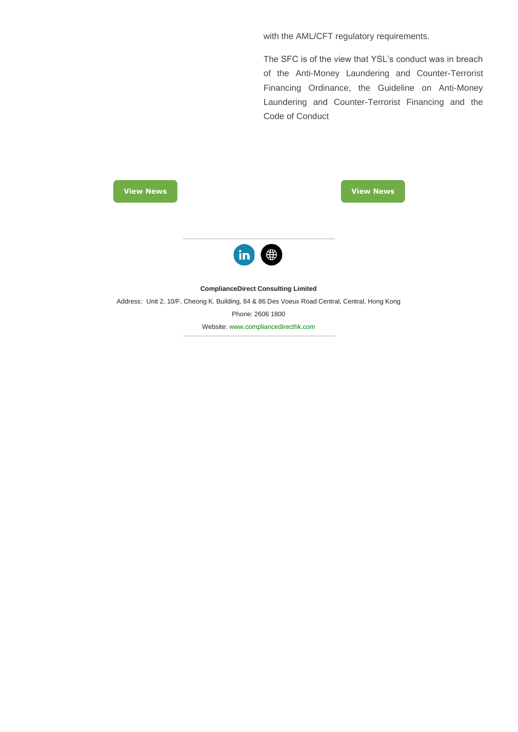with the AML/CFT regulatory requirements.

The SFC is of the view that YSL's conduct was in breach of the Anti-Money Laundering and Counter-Terrorist Financing Ordinance, the Guideline on Anti-Money Laundering and Counter-Terrorist Financing and the Code of Conduct

**View News**

**View News**

---

**ComplianceDirect Consulting Limited**

Address: Unit 2, 10/F, Cheong K. Building, 84 & 86 Des Voeux Road Central, Central, Hong Kong

Phone: 2606 1800

Website: www.compliancedirecthk.com